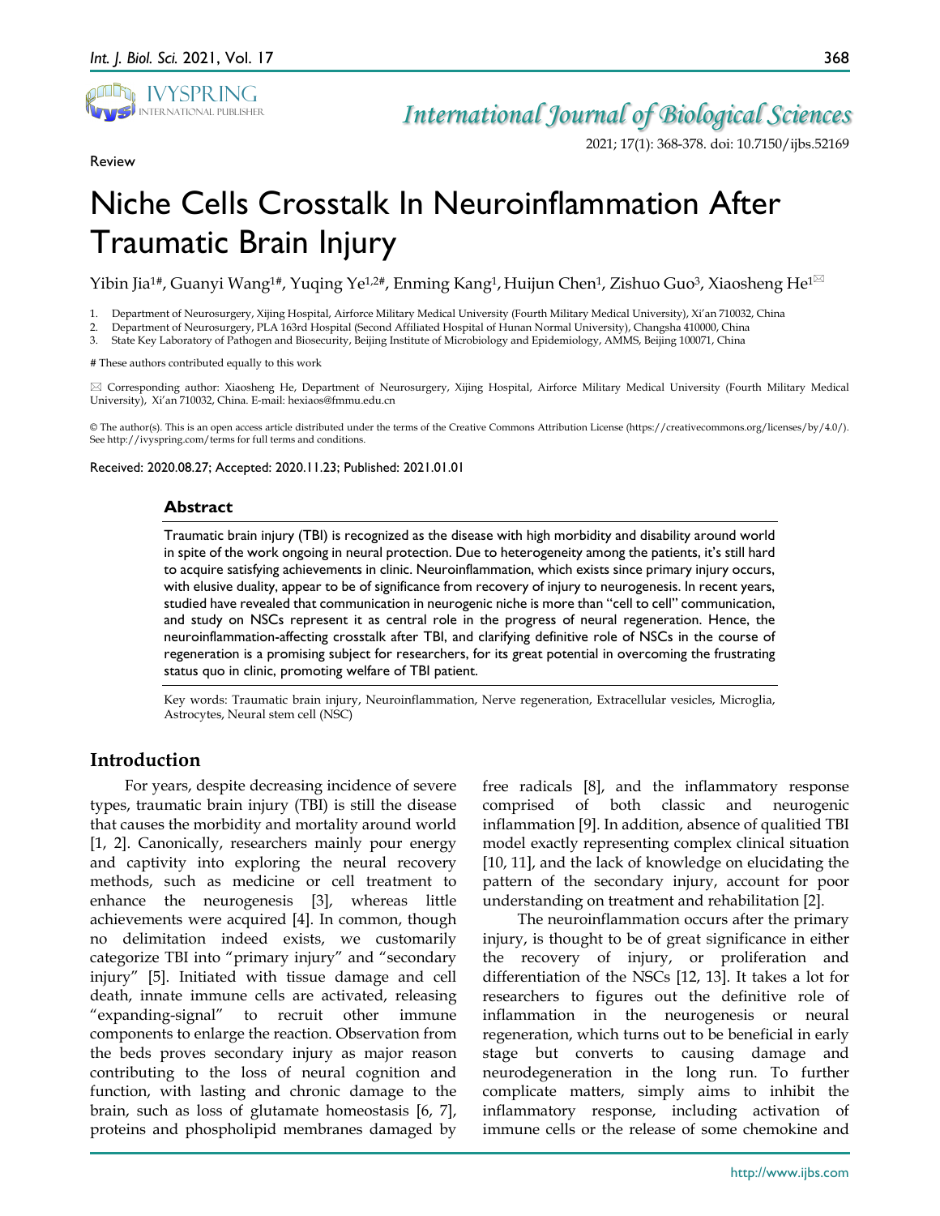Review

# Niche Cells Crosstalk In Neuroinflammation After Traumatic Brain Injury

Yibin Jia[1#], Guanyi Wang[1#], Yuqing Ye[1,2#], Enming Kang[1], Huijun Chen[1], Zishuo Guo[3], Xiaosheng He[1✉]

1. Department of Neurosurgery, Xijing Hospital, Airforce Military Medical University (Fourth Military Medical University), Xi'an 710032, China
2. Department of Neurosurgery, PLA 163rd Hospital (Second Affiliated Hospital of Hunan Normal University), Changsha 410000, China
3. State Key Laboratory of Pathogen and Biosecurity, Beijing Institute of Microbiology and Epidemiology, AMMS, Beijing 100071, China

\# These authors contributed equally to this work

✉ Corresponding author: Xiaosheng He, Department of Neurosurgery, Xijing Hospital, Airforce Military Medical University (Fourth Military Medical University), Xi'an 710032, China. E-mail: hexiaos@fmmu.edu.cn

© The author(s). This is an open access article distributed under the terms of the Creative Commons Attribution License (https://creativecommons.org/licenses/by/4.0/). See http://ivyspring.com/terms for full terms and conditions.

Received: 2020.08.27; Accepted: 2020.11.23; Published: 2021.01.01

## Abstract

Traumatic brain injury (TBI) is recognized as the disease with high morbidity and disability around world in spite of the work ongoing in neural protection. Due to heterogeneity among the patients, it's still hard to acquire satisfying achievements in clinic. Neuroinflammation, which exists since primary injury occurs, with elusive duality, appear to be of significance from recovery of injury to neurogenesis. In recent years, studied have revealed that communication in neurogenic niche is more than "cell to cell" communication, and study on NSCs represent it as central role in the progress of neural regeneration. Hence, the neuroinflammation-affecting crosstalk after TBI, and clarifying definitive role of NSCs in the course of regeneration is a promising subject for researchers, for its great potential in overcoming the frustrating status quo in clinic, promoting welfare of TBI patient.

Key words: Traumatic brain injury, Neuroinflammation, Nerve regeneration, Extracellular vesicles, Microglia, Astrocytes, Neural stem cell (NSC)

## Introduction

For years, despite decreasing incidence of severe types, traumatic brain injury (TBI) is still the disease that causes the morbidity and mortality around world [1, 2]. Canonically, researchers mainly pour energy and captivity into exploring the neural recovery methods, such as medicine or cell treatment to enhance the neurogenesis [3], whereas little achievements were acquired [4]. In common, though no delimitation indeed exists, we customarily categorize TBI into "primary injury" and "secondary injury" [5]. Initiated with tissue damage and cell death, innate immune cells are activated, releasing "expanding-signal" to recruit other immune components to enlarge the reaction. Observation from the beds proves secondary injury as major reason contributing to the loss of neural cognition and function, with lasting and chronic damage to the brain, such as loss of glutamate homeostasis [6, 7], proteins and phospholipid membranes damaged by free radicals [8], and the inflammatory response comprised of both classic and neurogenic inflammation [9]. In addition, absence of qualitied TBI model exactly representing complex clinical situation [10, 11], and the lack of knowledge on elucidating the pattern of the secondary injury, account for poor understanding on treatment and rehabilitation [2].

The neuroinflammation occurs after the primary injury, is thought to be of great significance in either the recovery of injury, or proliferation and differentiation of the NSCs [12, 13]. It takes a lot for researchers to figures out the definitive role of inflammation in the neurogenesis or neural regeneration, which turns out to be beneficial in early stage but converts to causing damage and neurodegeneration in the long run. To further complicate matters, simply aims to inhibit the inflammatory response, including activation of immune cells or the release of some chemokine and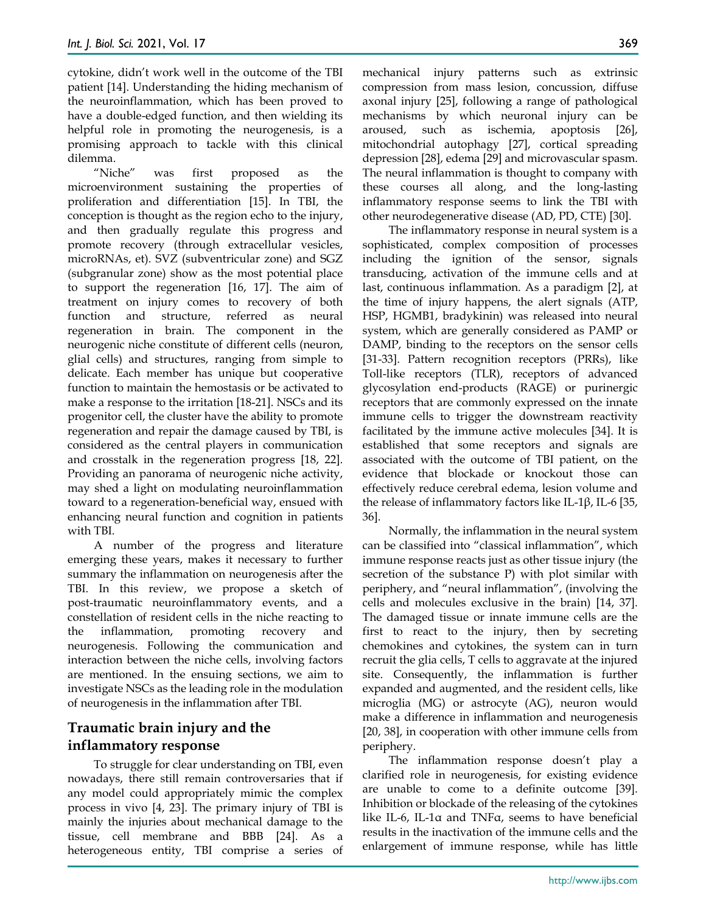cytokine, didn't work well in the outcome of the TBI patient [14]. Understanding the hiding mechanism of the neuroinflammation, which has been proved to have a double-edged function, and then wielding its helpful role in promoting the neurogenesis, is a promising approach to tackle with this clinical dilemma.

"Niche" was first proposed as the microenvironment sustaining the properties of proliferation and differentiation [15]. In TBI, the conception is thought as the region echo to the injury, and then gradually regulate this progress and promote recovery (through extracellular vesicles, microRNAs, et). SVZ (subventricular zone) and SGZ (subgranular zone) show as the most potential place to support the regeneration [16, 17]. The aim of treatment on injury comes to recovery of both function and structure, referred as neural regeneration in brain. The component in the neurogenic niche constitute of different cells (neuron, glial cells) and structures, ranging from simple to delicate. Each member has unique but cooperative function to maintain the hemostasis or be activated to make a response to the irritation [18-21]. NSCs and its progenitor cell, the cluster have the ability to promote regeneration and repair the damage caused by TBI, is considered as the central players in communication and crosstalk in the regeneration progress [18, 22]. Providing an panorama of neurogenic niche activity, may shed a light on modulating neuroinflammation toward to a regeneration-beneficial way, ensued with enhancing neural function and cognition in patients with TBI.

A number of the progress and literature emerging these years, makes it necessary to further summary the inflammation on neurogenesis after the TBI. In this review, we propose a sketch of post-traumatic neuroinflammatory events, and a constellation of resident cells in the niche reacting to the inflammation, promoting recovery and neurogenesis. Following the communication and interaction between the niche cells, involving factors are mentioned. In the ensuing sections, we aim to investigate NSCs as the leading role in the modulation of neurogenesis in the inflammation after TBI.

## Traumatic brain injury and the inflammatory response

To struggle for clear understanding on TBI, even nowadays, there still remain controversaries that if any model could appropriately mimic the complex process in vivo [4, 23]. The primary injury of TBI is mainly the injuries about mechanical damage to the tissue, cell membrane and BBB [24]. As a heterogeneous entity, TBI comprise a series of mechanical injury patterns such as extrinsic compression from mass lesion, concussion, diffuse axonal injury [25], following a range of pathological mechanisms by which neuronal injury can be aroused, such as ischemia, apoptosis [26], mitochondrial autophagy [27], cortical spreading depression [28], edema [29] and microvascular spasm. The neural inflammation is thought to company with these courses all along, and the long-lasting inflammatory response seems to link the TBI with other neurodegenerative disease (AD, PD, CTE) [30].

The inflammatory response in neural system is a sophisticated, complex composition of processes including the ignition of the sensor, signals transducing, activation of the immune cells and at last, continuous inflammation. As a paradigm [2], at the time of injury happens, the alert signals (ATP, HSP, HGMB1, bradykinin) was released into neural system, which are generally considered as PAMP or DAMP, binding to the receptors on the sensor cells [31-33]. Pattern recognition receptors (PRRs), like Toll-like receptors (TLR), receptors of advanced glycosylation end-products (RAGE) or purinergic receptors that are commonly expressed on the innate immune cells to trigger the downstream reactivity facilitated by the immune active molecules [34]. It is established that some receptors and signals are associated with the outcome of TBI patient, on the evidence that blockade or knockout those can effectively reduce cerebral edema, lesion volume and the release of inflammatory factors like IL-1β, IL-6 [35, 36].

Normally, the inflammation in the neural system can be classified into "classical inflammation", which immune response reacts just as other tissue injury (the secretion of the substance P) with plot similar with periphery, and "neural inflammation", (involving the cells and molecules exclusive in the brain) [14, 37]. The damaged tissue or innate immune cells are the first to react to the injury, then by secreting chemokines and cytokines, the system can in turn recruit the glia cells, T cells to aggravate at the injured site. Consequently, the inflammation is further expanded and augmented, and the resident cells, like microglia (MG) or astrocyte (AG), neuron would make a difference in inflammation and neurogenesis [20, 38], in cooperation with other immune cells from periphery.

The inflammation response doesn't play a clarified role in neurogenesis, for existing evidence are unable to come to a definite outcome [39]. Inhibition or blockade of the releasing of the cytokines like IL-6, IL-1α and TNFα, seems to have beneficial results in the inactivation of the immune cells and the enlargement of immune response, while has little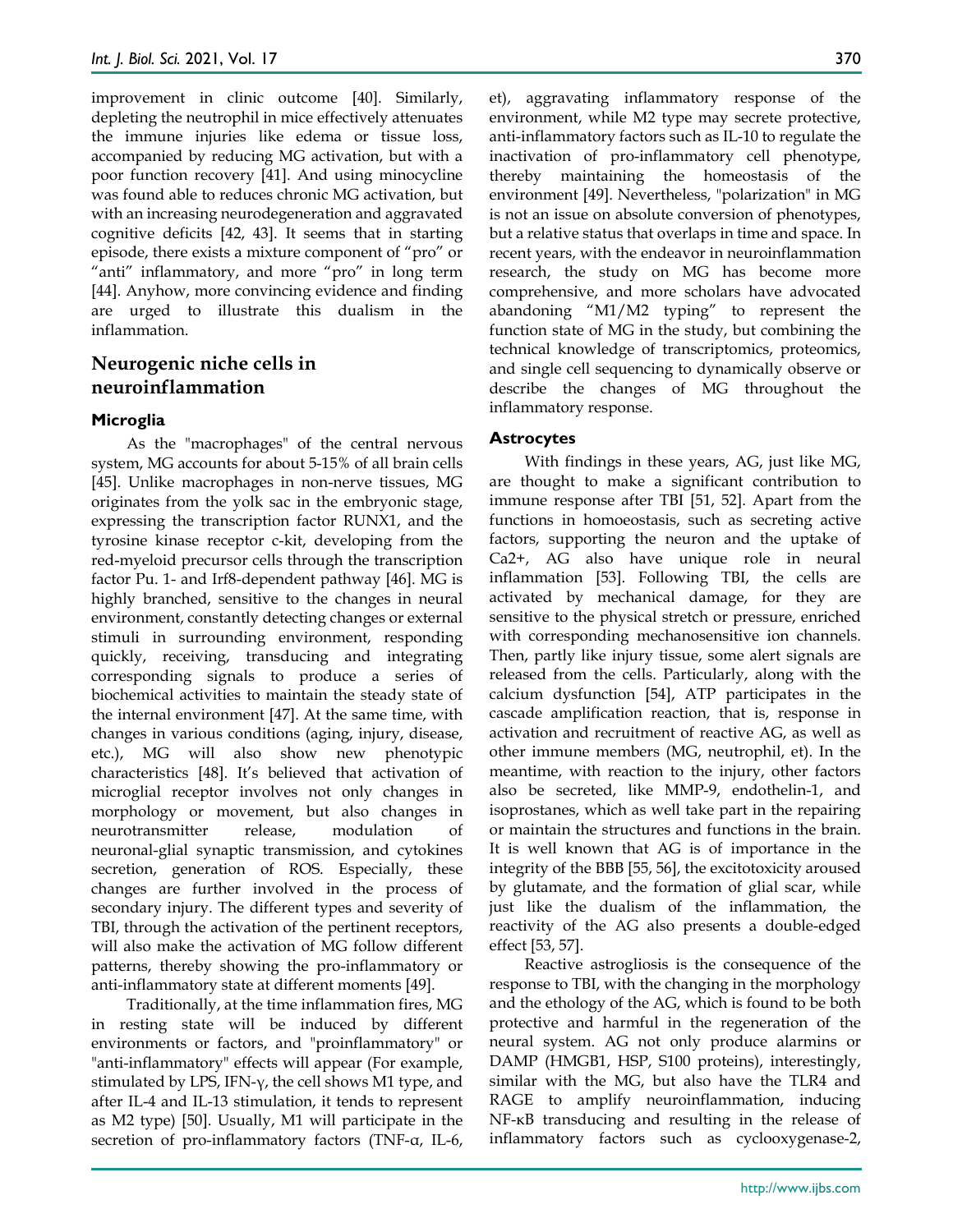improvement in clinic outcome [40]. Similarly, depleting the neutrophil in mice effectively attenuates the immune injuries like edema or tissue loss, accompanied by reducing MG activation, but with a poor function recovery [41]. And using minocycline was found able to reduces chronic MG activation, but with an increasing neurodegeneration and aggravated cognitive deficits [42, 43]. It seems that in starting episode, there exists a mixture component of "pro" or "anti" inflammatory, and more "pro" in long term [44]. Anyhow, more convincing evidence and finding are urged to illustrate this dualism in the inflammation.

## Neurogenic niche cells in neuroinflammation

### Microglia

As the "macrophages" of the central nervous system, MG accounts for about 5-15% of all brain cells [45]. Unlike macrophages in non-nerve tissues, MG originates from the yolk sac in the embryonic stage, expressing the transcription factor RUNX1, and the tyrosine kinase receptor c-kit, developing from the red-myeloid precursor cells through the transcription factor Pu. 1- and Irf8-dependent pathway [46]. MG is highly branched, sensitive to the changes in neural environment, constantly detecting changes or external stimuli in surrounding environment, responding quickly, receiving, transducing and integrating corresponding signals to produce a series of biochemical activities to maintain the steady state of the internal environment [47]. At the same time, with changes in various conditions (aging, injury, disease, etc.), MG will also show new phenotypic characteristics [48]. It's believed that activation of microglial receptor involves not only changes in morphology or movement, but also changes in neurotransmitter release, modulation of neuronal-glial synaptic transmission, and cytokines secretion, generation of ROS. Especially, these changes are further involved in the process of secondary injury. The different types and severity of TBI, through the activation of the pertinent receptors, will also make the activation of MG follow different patterns, thereby showing the pro-inflammatory or anti-inflammatory state at different moments [49].

Traditionally, at the time inflammation fires, MG in resting state will be induced by different environments or factors, and "proinflammatory" or "anti-inflammatory" effects will appear (For example, stimulated by LPS, IFN-γ, the cell shows M1 type, and after IL-4 and IL-13 stimulation, it tends to represent as M2 type) [50]. Usually, M1 will participate in the secretion of pro-inflammatory factors (TNF-α, IL-6, et), aggravating inflammatory response of the environment, while M2 type may secrete protective, anti-inflammatory factors such as IL-10 to regulate the inactivation of pro-inflammatory cell phenotype, thereby maintaining the homeostasis of the environment [49]. Nevertheless, "polarization" in MG is not an issue on absolute conversion of phenotypes, but a relative status that overlaps in time and space. In recent years, with the endeavor in neuroinflammation research, the study on MG has become more comprehensive, and more scholars have advocated abandoning "M1/M2 typing" to represent the function state of MG in the study, but combining the technical knowledge of transcriptomics, proteomics, and single cell sequencing to dynamically observe or describe the changes of MG throughout the inflammatory response.

### Astrocytes

With findings in these years, AG, just like MG, are thought to make a significant contribution to immune response after TBI [51, 52]. Apart from the functions in homoeostasis, such as secreting active factors, supporting the neuron and the uptake of $Ca^{2+}$, AG also have unique role in neural inflammation [53]. Following TBI, the cells are activated by mechanical damage, for they are sensitive to the physical stretch or pressure, enriched with corresponding mechanosensitive ion channels. Then, partly like injury tissue, some alert signals are released from the cells. Particularly, along with the calcium dysfunction [54], ATP participates in the cascade amplification reaction, that is, response in activation and recruitment of reactive AG, as well as other immune members (MG, neutrophil, et). In the meantime, with reaction to the injury, other factors also be secreted, like MMP-9, endothelin-1, and isoprostanes, which as well take part in the repairing or maintain the structures and functions in the brain. It is well known that AG is of importance in the integrity of the BBB [55, 56], the excitotoxicity aroused by glutamate, and the formation of glial scar, while just like the dualism of the inflammation, the reactivity of the AG also presents a double-edged effect [53, 57].

Reactive astrogliosis is the consequence of the response to TBI, with the changing in the morphology and the ethology of the AG, which is found to be both protective and harmful in the regeneration of the neural system. AG not only produce alarmins or DAMP (HMGB1, HSP, S100 proteins), interestingly, similar with the MG, but also have the TLR4 and RAGE to amplify neuroinflammation, inducing NF-κB transducing and resulting in the release of inflammatory factors such as cyclooxygenase-2,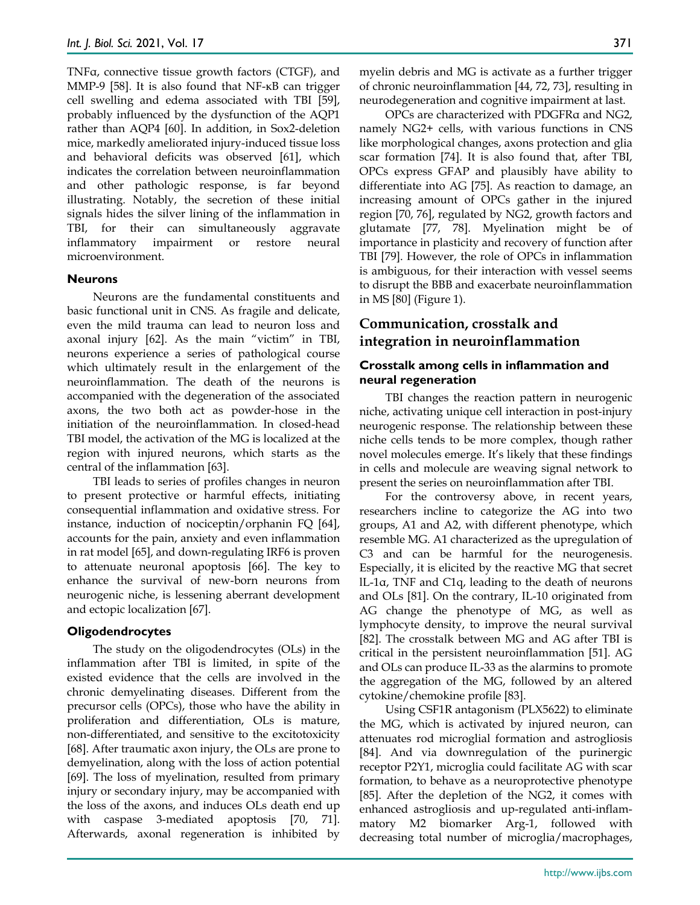TNFα, connective tissue growth factors (CTGF), and MMP-9 [58]. It is also found that NF-κB can trigger cell swelling and edema associated with TBI [59], probably influenced by the dysfunction of the AQP1 rather than AQP4 [60]. In addition, in Sox2-deletion mice, markedly ameliorated injury-induced tissue loss and behavioral deficits was observed [61], which indicates the correlation between neuroinflammation and other pathologic response, is far beyond illustrating. Notably, the secretion of these initial signals hides the silver lining of the inflammation in TBI, for their can simultaneously aggravate inflammatory impairment or restore neural microenvironment.

### Neurons

Neurons are the fundamental constituents and basic functional unit in CNS. As fragile and delicate, even the mild trauma can lead to neuron loss and axonal injury [62]. As the main "victim" in TBI, neurons experience a series of pathological course which ultimately result in the enlargement of the neuroinflammation. The death of the neurons is accompanied with the degeneration of the associated axons, the two both act as powder-hose in the initiation of the neuroinflammation. In closed-head TBI model, the activation of the MG is localized at the region with injured neurons, which starts as the central of the inflammation [63].

TBI leads to series of profiles changes in neuron to present protective or harmful effects, initiating consequential inflammation and oxidative stress. For instance, induction of nociceptin/orphanin FQ [64], accounts for the pain, anxiety and even inflammation in rat model [65], and down-regulating IRF6 is proven to attenuate neuronal apoptosis [66]. The key to enhance the survival of new-born neurons from neurogenic niche, is lessening aberrant development and ectopic localization [67].

### Oligodendrocytes

The study on the oligodendrocytes (OLs) in the inflammation after TBI is limited, in spite of the existed evidence that the cells are involved in the chronic demyelinating diseases. Different from the precursor cells (OPCs), those who have the ability in proliferation and differentiation, OLs is mature, non-differentiated, and sensitive to the excitotoxicity [68]. After traumatic axon injury, the OLs are prone to demyelination, along with the loss of action potential [69]. The loss of myelination, resulted from primary injury or secondary injury, may be accompanied with the loss of the axons, and induces OLs death end up with caspase 3-mediated apoptosis [70, 71]. Afterwards, axonal regeneration is inhibited by myelin debris and MG is activate as a further trigger of chronic neuroinflammation [44, 72, 73], resulting in neurodegeneration and cognitive impairment at last.

OPCs are characterized with PDGFRα and NG2, namely NG2+ cells, with various functions in CNS like morphological changes, axons protection and glia scar formation [74]. It is also found that, after TBI, OPCs express GFAP and plausibly have ability to differentiate into AG [75]. As reaction to damage, an increasing amount of OPCs gather in the injured region [70, 76], regulated by NG2, growth factors and glutamate [77, 78]. Myelination might be of importance in plasticity and recovery of function after TBI [79]. However, the role of OPCs in inflammation is ambiguous, for their interaction with vessel seems to disrupt the BBB and exacerbate neuroinflammation in MS [80] (Figure 1).

## Communication, crosstalk and integration in neuroinflammation

### Crosstalk among cells in inflammation and neural regeneration

TBI changes the reaction pattern in neurogenic niche, activating unique cell interaction in post-injury neurogenic response. The relationship between these niche cells tends to be more complex, though rather novel molecules emerge. It's likely that these findings in cells and molecule are weaving signal network to present the series on neuroinflammation after TBI.

For the controversy above, in recent years, researchers incline to categorize the AG into two groups, A1 and A2, with different phenotype, which resemble MG. A1 characterized as the upregulation of C3 and can be harmful for the neurogenesis. Especially, it is elicited by the reactive MG that secret lL-1α, TNF and C1q, leading to the death of neurons and OLs [81]. On the contrary, IL-10 originated from AG change the phenotype of MG, as well as lymphocyte density, to improve the neural survival [82]. The crosstalk between MG and AG after TBI is critical in the persistent neuroinflammation [51]. AG and OLs can produce IL-33 as the alarmins to promote the aggregation of the MG, followed by an altered cytokine/chemokine profile [83].

Using CSF1R antagonism (PLX5622) to eliminate the MG, which is activated by injured neuron, can attenuates rod microglial formation and astrogliosis [84]. And via downregulation of the purinergic receptor P2Y1, microglia could facilitate AG with scar formation, to behave as a neuroprotective phenotype [85]. After the depletion of the NG2, it comes with enhanced astrogliosis and up-regulated anti-inflammatory M2 biomarker Arg-1, followed with decreasing total number of microglia/macrophages,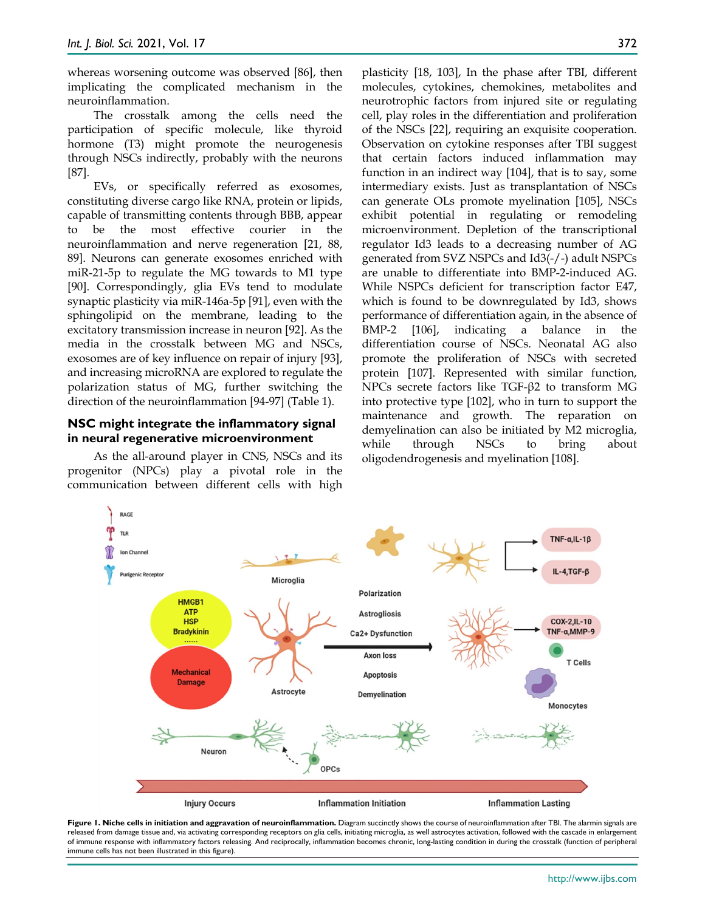whereas worsening outcome was observed [86], then implicating the complicated mechanism in the neuroinflammation.

The crosstalk among the cells need the participation of specific molecule, like thyroid hormone (T3) might promote the neurogenesis through NSCs indirectly, probably with the neurons [87].

EVs, or specifically referred as exosomes, constituting diverse cargo like RNA, protein or lipids, capable of transmitting contents through BBB, appear to be the most effective courier in the neuroinflammation and nerve regeneration [21, 88, 89]. Neurons can generate exosomes enriched with miR-21-5p to regulate the MG towards to M1 type [90]. Correspondingly, glia EVs tend to modulate synaptic plasticity via miR-146a-5p [91], even with the sphingolipid on the membrane, leading to the excitatory transmission increase in neuron [92]. As the media in the crosstalk between MG and NSCs, exosomes are of key influence on repair of injury [93], and increasing microRNA are explored to regulate the polarization status of MG, further switching the direction of the neuroinflammation [94-97] (Table 1).

## NSC might integrate the inflammatory signal in neural regenerative microenvironment

As the all-around player in CNS, NSCs and its progenitor (NPCs) play a pivotal role in the communication between different cells with high plasticity [18, 103], In the phase after TBI, different molecules, cytokines, chemokines, metabolites and neurotrophic factors from injured site or regulating cell, play roles in the differentiation and proliferation of the NSCs [22], requiring an exquisite cooperation. Observation on cytokine responses after TBI suggest that certain factors induced inflammation may function in an indirect way [104], that is to say, some intermediary exists. Just as transplantation of NSCs can generate OLs promote myelination [105], NSCs exhibit potential in regulating or remodeling microenvironment. Depletion of the transcriptional regulator Id3 leads to a decreasing number of AG generated from SVZ NSPCs and Id3(-/-) adult NSPCs are unable to differentiate into BMP-2-induced AG. While NSPCs deficient for transcription factor E47, which is found to be downregulated by Id3, shows performance of differentiation again, in the absence of BMP-2 [106], indicating a balance in the differentiation course of NSCs. Neonatal AG also promote the proliferation of NSCs with secreted protein [107]. Represented with similar function, NPCs secrete factors like TGF-β2 to transform MG into protective type [102], who in turn to support the maintenance and growth. The reparation on demyelination can also be initiated by M2 microglia, while through NSCs to bring about oligodendrogenesis and myelination [108].

**Figure 1. Niche cells in initiation and aggravation of neuroinflammation.** Diagram succinctly shows the course of neuroinflammation after TBI. The alarmin signals are released from damage tissue and, via activating corresponding receptors on glia cells, initiating microglia, as well astrocytes activation, followed with the cascade in enlargement of immune response with inflammatory factors releasing. And reciprocally, inflammation becomes chronic, long-lasting condition in during the crosstalk (function of peripheral immune cells has not been illustrated in this figure).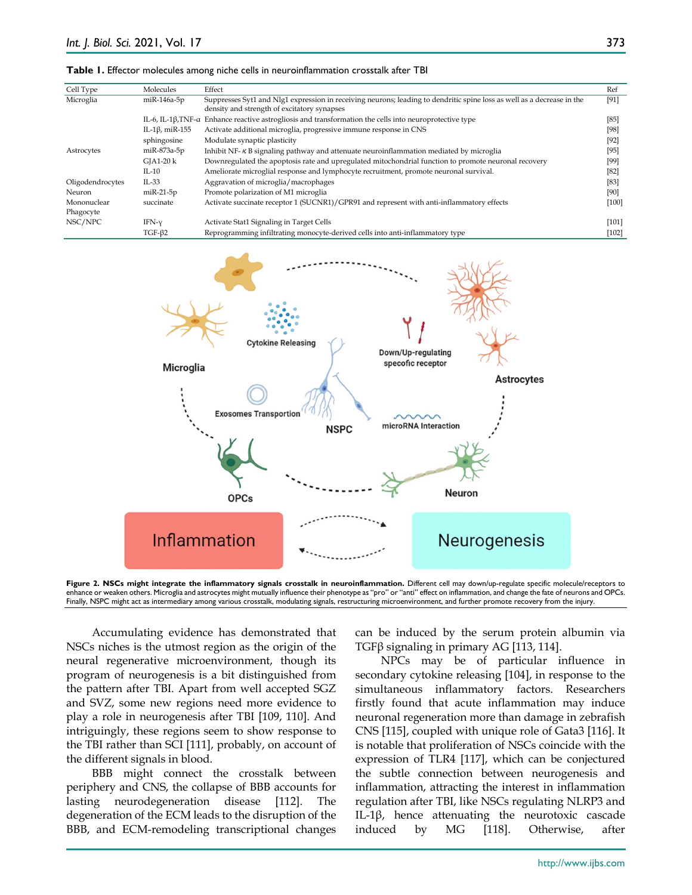**Table 1.** Effector molecules among niche cells in neuroinflammation crosstalk after TBI

| Cell Type | Molecules | Effect | Ref |
|---|---|---|---|
| Microglia | miR-146a-5p | Suppresses Syt1 and Nlg1 expression in receiving neurons; leading to dendritic spine loss as well as a decrease in the density and strength of excitatory synapses | [91] |
| | IL-6, IL-1β,TNF-α | Enhance reactive astrogliosis and transformation the cells into neuroprotective type | [85] |
| | IL-1β, miR-155 | Activate additional microglia, progressive immune response in CNS | [98] |
| | sphingosine | Modulate synaptic plasticity | [92] |
| Astrocytes | miR-873a-5p | Inhibit NF-κB signaling pathway and attenuate neuroinflammation mediated by microglia | [95] |
| | GJA1-20 k | Downregulated the apoptosis rate and upregulated mitochondrial function to promote neuronal recovery | [99] |
| | IL-10 | Ameliorate microglial response and lymphocyte recruitment, promote neuronal survival. | [82] |
| Oligodendrocytes | IL-33 | Aggravation of microglia/macrophages | [83] |
| Neuron | miR-21-5p | Promote polarization of M1 microglia | [90] |
| Mononuclear Phagocyte | succinate | Activate succinate receptor 1 (SUCNR1)/GPR91 and represent with anti-inflammatory effects | [100] |
| NSC/NPC | IFN-γ | Activate Stat1 Signaling in Target Cells | [101] |
| | TGF-β2 | Reprogramming infiltrating monocyte-derived cells into anti-inflammatory type | [102] |

**Figure 2. NSCs might integrate the inflammatory signals crosstalk in neuroinflammation.** Different cell may down/up-regulate specific molecule/receptors to enhance or weaken others. Microglia and astrocytes might mutually influence their phenotype as "pro" or "anti" effect on inflammation, and change the fate of neurons and OPCs. Finally, NSPC might act as intermediary among various crosstalk, modulating signals, restructuring microenvironment, and further promote recovery from the injury.

Accumulating evidence has demonstrated that NSCs niches is the utmost region as the origin of the neural regenerative microenvironment, though its program of neurogenesis is a bit distinguished from the pattern after TBI. Apart from well accepted SGZ and SVZ, some new regions need more evidence to play a role in neurogenesis after TBI [109, 110]. And intriguingly, these regions seem to show response to the TBI rather than SCI [111], probably, on account of the different signals in blood.

BBB might connect the crosstalk between periphery and CNS, the collapse of BBB accounts for lasting neurodegeneration disease [112]. The degeneration of the ECM leads to the disruption of the BBB, and ECM-remodeling transcriptional changes can be induced by the serum protein albumin via TGFβ signaling in primary AG [113, 114].

NPCs may be of particular influence in secondary cytokine releasing [104], in response to the simultaneous inflammatory factors. Researchers firstly found that acute inflammation may induce neuronal regeneration more than damage in zebrafish CNS [115], coupled with unique role of Gata3 [116]. It is notable that proliferation of NSCs coincide with the expression of TLR4 [117], which can be conjectured the subtle connection between neurogenesis and inflammation, attracting the interest in inflammation regulation after TBI, like NSCs regulating NLRP3 and IL-1β, hence attenuating the neurotoxic cascade induced by MG [118]. Otherwise, after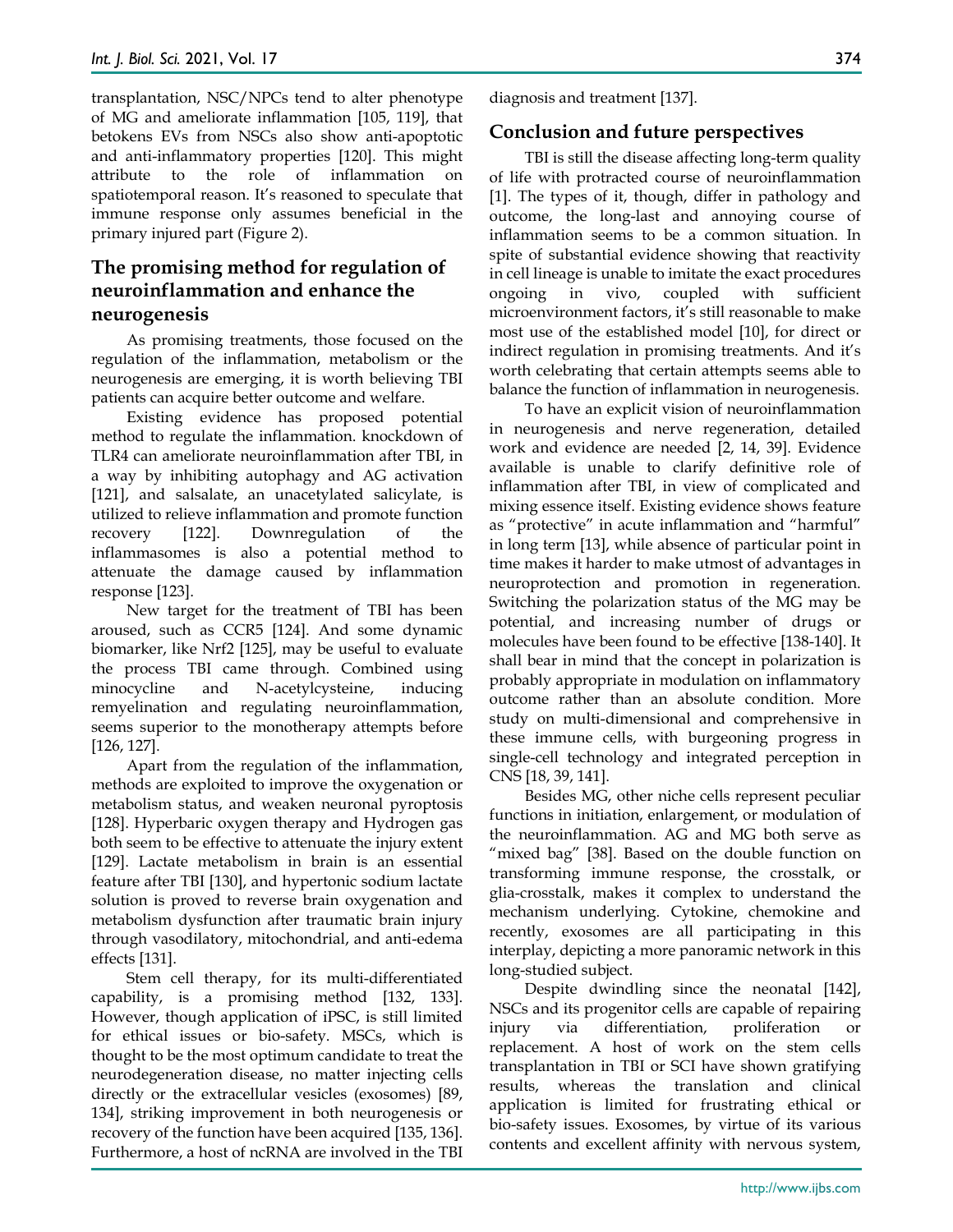transplantation, NSC/NPCs tend to alter phenotype of MG and ameliorate inflammation [105, 119], that betokens EVs from NSCs also show anti-apoptotic and anti-inflammatory properties [120]. This might attribute to the role of inflammation on spatiotemporal reason. It's reasoned to speculate that immune response only assumes beneficial in the primary injured part (Figure 2).

## The promising method for regulation of neuroinflammation and enhance the neurogenesis

As promising treatments, those focused on the regulation of the inflammation, metabolism or the neurogenesis are emerging, it is worth believing TBI patients can acquire better outcome and welfare.

Existing evidence has proposed potential method to regulate the inflammation. knockdown of TLR4 can ameliorate neuroinflammation after TBI, in a way by inhibiting autophagy and AG activation [121], and salsalate, an unacetylated salicylate, is utilized to relieve inflammation and promote function recovery [122]. Downregulation of the inflammasomes is also a potential method to attenuate the damage caused by inflammation response [123].

New target for the treatment of TBI has been aroused, such as CCR5 [124]. And some dynamic biomarker, like Nrf2 [125], may be useful to evaluate the process TBI came through. Combined using minocycline and N-acetylcysteine, inducing remyelination and regulating neuroinflammation, seems superior to the monotherapy attempts before [126, 127].

Apart from the regulation of the inflammation, methods are exploited to improve the oxygenation or metabolism status, and weaken neuronal pyroptosis [128]. Hyperbaric oxygen therapy and Hydrogen gas both seem to be effective to attenuate the injury extent [129]. Lactate metabolism in brain is an essential feature after TBI [130], and hypertonic sodium lactate solution is proved to reverse brain oxygenation and metabolism dysfunction after traumatic brain injury through vasodilatory, mitochondrial, and anti-edema effects [131].

Stem cell therapy, for its multi-differentiated capability, is a promising method [132, 133]. However, though application of iPSC, is still limited for ethical issues or bio-safety. MSCs, which is thought to be the most optimum candidate to treat the neurodegeneration disease, no matter injecting cells directly or the extracellular vesicles (exosomes) [89, 134], striking improvement in both neurogenesis or recovery of the function have been acquired [135, 136]. Furthermore, a host of ncRNA are involved in the TBI diagnosis and treatment [137].

## Conclusion and future perspectives

TBI is still the disease affecting long-term quality of life with protracted course of neuroinflammation [1]. The types of it, though, differ in pathology and outcome, the long-last and annoying course of inflammation seems to be a common situation. In spite of substantial evidence showing that reactivity in cell lineage is unable to imitate the exact procedures ongoing in vivo, coupled with sufficient microenvironment factors, it's still reasonable to make most use of the established model [10], for direct or indirect regulation in promising treatments. And it's worth celebrating that certain attempts seems able to balance the function of inflammation in neurogenesis.

To have an explicit vision of neuroinflammation in neurogenesis and nerve regeneration, detailed work and evidence are needed [2, 14, 39]. Evidence available is unable to clarify definitive role of inflammation after TBI, in view of complicated and mixing essence itself. Existing evidence shows feature as "protective" in acute inflammation and "harmful" in long term [13], while absence of particular point in time makes it harder to make utmost of advantages in neuroprotection and promotion in regeneration. Switching the polarization status of the MG may be potential, and increasing number of drugs or molecules have been found to be effective [138-140]. It shall bear in mind that the concept in polarization is probably appropriate in modulation on inflammatory outcome rather than an absolute condition. More study on multi-dimensional and comprehensive in these immune cells, with burgeoning progress in single-cell technology and integrated perception in CNS [18, 39, 141].

Besides MG, other niche cells represent peculiar functions in initiation, enlargement, or modulation of the neuroinflammation. AG and MG both serve as "mixed bag" [38]. Based on the double function on transforming immune response, the crosstalk, or glia-crosstalk, makes it complex to understand the mechanism underlying. Cytokine, chemokine and recently, exosomes are all participating in this interplay, depicting a more panoramic network in this long-studied subject.

Despite dwindling since the neonatal [142], NSCs and its progenitor cells are capable of repairing injury via differentiation, proliferation or replacement. A host of work on the stem cells transplantation in TBI or SCI have shown gratifying results, whereas the translation and clinical application is limited for frustrating ethical or bio-safety issues. Exosomes, by virtue of its various contents and excellent affinity with nervous system,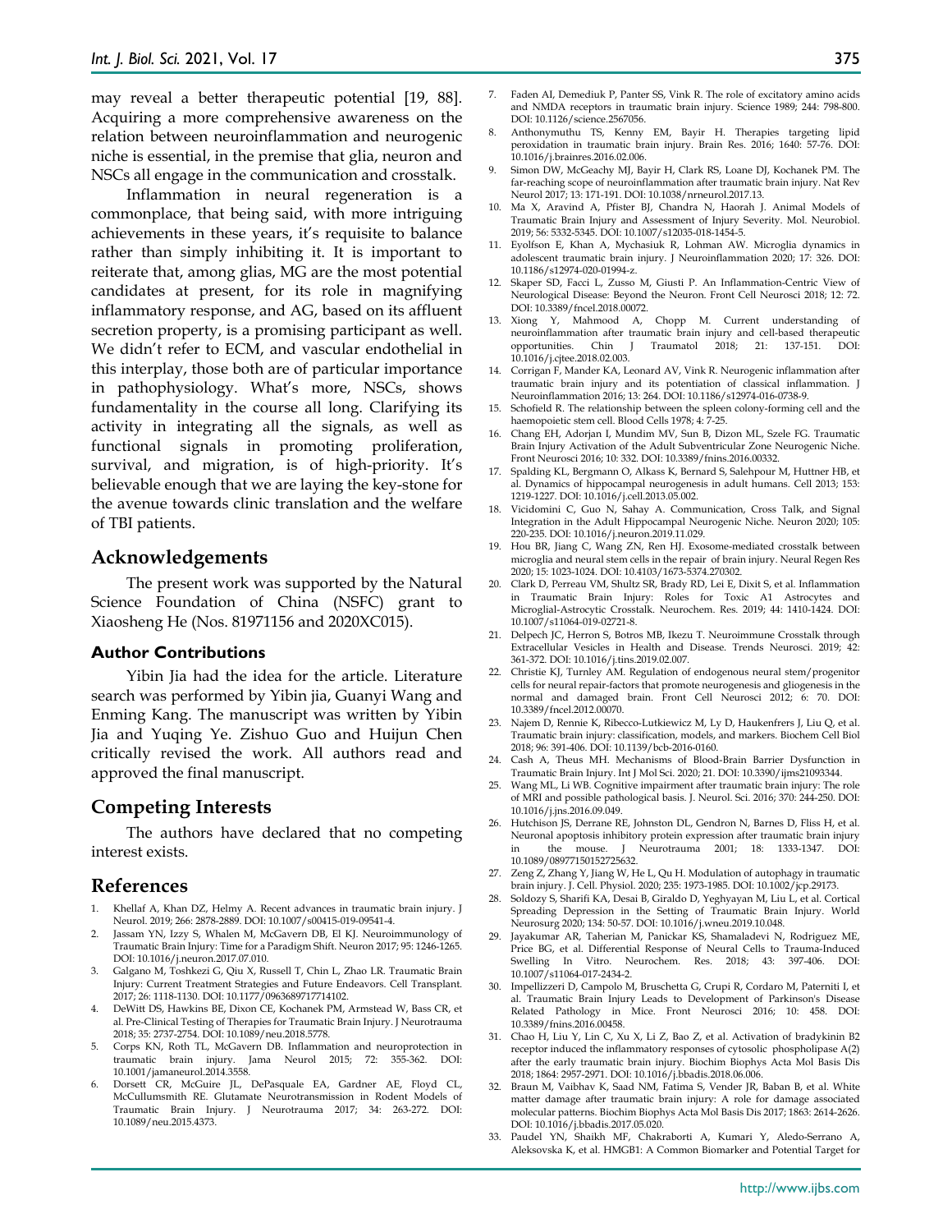may reveal a better therapeutic potential [19, 88]. Acquiring a more comprehensive awareness on the relation between neuroinflammation and neurogenic niche is essential, in the premise that glia, neuron and NSCs all engage in the communication and crosstalk.

Inflammation in neural regeneration is a commonplace, that being said, with more intriguing achievements in these years, it's requisite to balance rather than simply inhibiting it. It is important to reiterate that, among glias, MG are the most potential candidates at present, for its role in magnifying inflammatory response, and AG, based on its affluent secretion property, is a promising participant as well. We didn't refer to ECM, and vascular endothelial in this interplay, those both are of particular importance in pathophysiology. What's more, NSCs, shows fundamentality in the course all long. Clarifying its activity in integrating all the signals, as well as functional signals in promoting proliferation, survival, and migration, is of high-priority. It's believable enough that we are laying the key-stone for the avenue towards clinic translation and the welfare of TBI patients.

## Acknowledgements

The present work was supported by the Natural Science Foundation of China (NSFC) grant to Xiaosheng He (Nos. 81971156 and 2020XC015).

### Author Contributions

Yibin Jia had the idea for the article. Literature search was performed by Yibin jia, Guanyi Wang and Enming Kang. The manuscript was written by Yibin Jia and Yuqing Ye. Zishuo Guo and Huijun Chen critically revised the work. All authors read and approved the final manuscript.

## Competing Interests

The authors have declared that no competing interest exists.

## References

1. Khellaf A, Khan DZ, Helmy A. Recent advances in traumatic brain injury. J Neurol. 2019; 266: 2878-2889. DOI: 10.1007/s00415-019-09541-4.
2. Jassam YN, Izzy S, Whalen M, McGavern DB, El KJ. Neuroimmunology of Traumatic Brain Injury: Time for a Paradigm Shift. Neuron 2017; 95: 1246-1265. DOI: 10.1016/j.neuron.2017.07.010.
3. Galgano M, Toshkezi G, Qiu X, Russell T, Chin L, Zhao LR. Traumatic Brain Injury: Current Treatment Strategies and Future Endeavors. Cell Transplant. 2017; 26: 1118-1130. DOI: 10.1177/0963689717714102.
4. DeWitt DS, Hawkins BE, Dixon CE, Kochanek PM, Armstead W, Bass CR, et al. Pre-Clinical Testing of Therapies for Traumatic Brain Injury. J Neurotrauma 2018; 35: 2737-2754. DOI: 10.1089/neu.2018.5778.
5. Corps KN, Roth TL, McGavern DB. Inflammation and neuroprotection in traumatic brain injury. Jama Neurol 2015; 72: 355-362. DOI: 10.1001/jamaneurol.2014.3558.
6. Dorsett CR, McGuire JL, DePasquale EA, Gardner AE, Floyd CL, McCullumsmith RE. Glutamate Neurotransmission in Rodent Models of Traumatic Brain Injury. J Neurotrauma 2017; 34: 263-272. DOI: 10.1089/neu.2015.4373.
7. Faden AI, Demediuk P, Panter SS, Vink R. The role of excitatory amino acids and NMDA receptors in traumatic brain injury. Science 1989; 244: 798-800. DOI: 10.1126/science.2567056.
8. Anthonymuthu TS, Kenny EM, Bayir H. Therapies targeting lipid peroxidation in traumatic brain injury. Brain Res. 2016; 1640: 57-76. DOI: 10.1016/j.brainres.2016.02.006.
9. Simon DW, McGeachy MJ, Bayir H, Clark RS, Loane DJ, Kochanek PM. The far-reaching scope of neuroinflammation after traumatic brain injury. Nat Rev Neurol 2017; 13: 171-191. DOI: 10.1038/nrneurol.2017.13.
10. Ma X, Aravind A, Pfister BJ, Chandra N, Haorah J. Animal Models of Traumatic Brain Injury and Assessment of Injury Severity. Mol. Neurobiol. 2019; 56: 5332-5345. DOI: 10.1007/s12035-018-1454-5.
11. Eyolfson E, Khan A, Mychasiuk R, Lohman AW. Microglia dynamics in adolescent traumatic brain injury. J Neuroinflammation 2020; 17: 326. DOI: 10.1186/s12974-020-01994-z.
12. Skaper SD, Facci L, Zusso M, Giusti P. An Inflammation-Centric View of Neurological Disease: Beyond the Neuron. Front Cell Neurosci 2018; 12: 72. DOI: 10.3389/fncel.2018.00072.
13. Xiong Y, Mahmood A, Chopp M. Current understanding of neuroinflammation after traumatic brain injury and cell-based therapeutic opportunities. Chin J Traumatol 2018; 21: 137-151. DOI: 10.1016/j.cjtee.2018.02.003.
14. Corrigan F, Mander KA, Leonard AV, Vink R. Neurogenic inflammation after traumatic brain injury and its potentiation of classical inflammation. J Neuroinflammation 2016; 13: 264. DOI: 10.1186/s12974-016-0738-9.
15. Schofield R. The relationship between the spleen colony-forming cell and the haemopoietic stem cell. Blood Cells 1978; 4: 7-25.
16. Chang EH, Adorjan I, Mundim MV, Sun B, Dizon ML, Szele FG. Traumatic Brain Injury Activation of the Adult Subventricular Zone Neurogenic Niche. Front Neurosci 2016; 10: 332. DOI: 10.3389/fnins.2016.00332.
17. Spalding KL, Bergmann O, Alkass K, Bernard S, Salehpour M, Huttner HB, et al. Dynamics of hippocampal neurogenesis in adult humans. Cell 2013; 153: 1219-1227. DOI: 10.1016/j.cell.2013.05.002.
18. Vicidomini C, Guo N, Sahay A. Communication, Cross Talk, and Signal Integration in the Adult Hippocampal Neurogenic Niche. Neuron 2020; 105: 220-235. DOI: 10.1016/j.neuron.2019.11.029.
19. Hou BR, Jiang C, Wang ZN, Ren HJ. Exosome-mediated crosstalk between microglia and neural stem cells in the repair of brain injury. Neural Regen Res 2020; 15: 1023-1024. DOI: 10.4103/1673-5374.270302.
20. Clark D, Perreau VM, Shultz SR, Brady RD, Lei E, Dixit S, et al. Inflammation in Traumatic Brain Injury: Roles for Toxic A1 Astrocytes and Microglial-Astrocytic Crosstalk. Neurochem. Res. 2019; 44: 1410-1424. DOI: 10.1007/s11064-019-02721-8.
21. Delpech JC, Herron S, Botros MB, Ikezu T. Neuroimmune Crosstalk through Extracellular Vesicles in Health and Disease. Trends Neurosci. 2019; 42: 361-372. DOI: 10.1016/j.tins.2019.02.007.
22. Christie KJ, Turnley AM. Regulation of endogenous neural stem/progenitor cells for neural repair-factors that promote neurogenesis and gliogenesis in the normal and damaged brain. Front Cell Neurosci 2012; 6: 70. DOI: 10.3389/fncel.2012.00070.
23. Najem D, Rennie K, Ribecco-Lutkiewicz M, Ly D, Haukenfrers J, Liu Q, et al. Traumatic brain injury: classification, models, and markers. Biochem Cell Biol 2018; 96: 391-406. DOI: 10.1139/bcb-2016-0160.
24. Cash A, Theus MH. Mechanisms of Blood-Brain Barrier Dysfunction in Traumatic Brain Injury. Int J Mol Sci. 2020; 21. DOI: 10.3390/ijms21093344.
25. Wang ML, Li WB. Cognitive impairment after traumatic brain injury: The role of MRI and possible pathological basis. J. Neurol. Sci. 2016; 370: 244-250. DOI: 10.1016/j.jns.2016.09.049.
26. Hutchison JS, Derrane RE, Johnston DL, Gendron N, Barnes D, Fliss H, et al. Neuronal apoptosis inhibitory protein expression after traumatic brain injury in the mouse. J Neurotrauma 2001; 18: 1333-1347. DOI: 10.1089/08977150152725632.
27. Zeng Z, Zhang Y, Jiang W, He L, Qu H. Modulation of autophagy in traumatic brain injury. J. Cell. Physiol. 2020; 235: 1973-1985. DOI: 10.1002/jcp.29173.
28. Soldozy S, Sharifi KA, Desai B, Giraldo D, Yeghyayan M, Liu L, et al. Cortical Spreading Depression in the Setting of Traumatic Brain Injury. World Neurosurg 2020; 134: 50-57. DOI: 10.1016/j.wneu.2019.10.048.
29. Jayakumar AR, Taherian M, Panickar KS, Shamaladevi N, Rodriguez ME, Price BG, et al. Differential Response of Neural Cells to Trauma-Induced Swelling In Vitro. Neurochem. Res. 2018; 43: 397-406. DOI: 10.1007/s11064-017-2434-2.
30. Impellizzeri D, Campolo M, Bruschetta G, Crupi R, Cordaro M, Paterniti I, et al. Traumatic Brain Injury Leads to Development of Parkinson's Disease Related Pathology in Mice. Front Neurosci 2016; 10: 458. DOI: 10.3389/fnins.2016.00458.
31. Chao H, Liu Y, Lin C, Xu X, Li Z, Bao Z, et al. Activation of bradykinin B2 receptor induced the inflammatory responses of cytosolic phospholipase A(2) after the early traumatic brain injury. Biochim Biophys Acta Mol Basis Dis 2018; 1864: 2957-2971. DOI: 10.1016/j.bbadis.2018.06.006.
32. Braun M, Vaibhav K, Saad NM, Fatima S, Vender JR, Baban B, et al. White matter damage after traumatic brain injury: A role for damage associated molecular patterns. Biochim Biophys Acta Mol Basis Dis 2017; 1863: 2614-2626. DOI: 10.1016/j.bbadis.2017.05.020.
33. Paudel YN, Shaikh MF, Chakraborti A, Kumari Y, Aledo-Serrano A, Aleksovska K, et al. HMGB1: A Common Biomarker and Potential Target for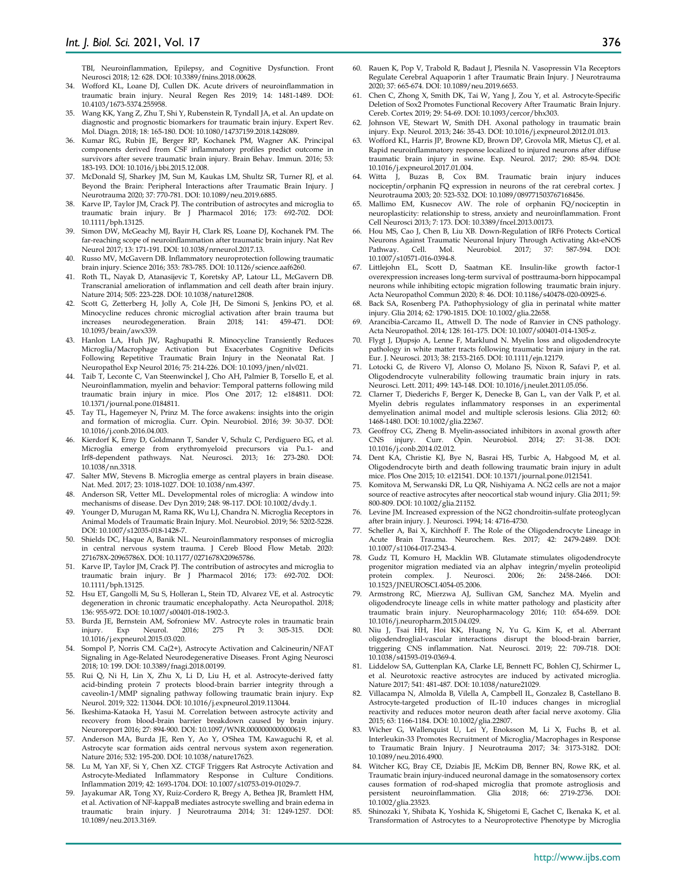TBI, Neuroinflammation, Epilepsy, and Cognitive Dysfunction. Front Neurosci 2018; 12: 628. DOI: 10.3389/fnins.2018.00628.

34. Wofford KL, Loane DJ, Cullen DK. Acute drivers of neuroinflammation in traumatic brain injury. Neural Regen Res 2019; 14: 1481-1489. DOI: 10.4103/1673-5374.255958.
35. Wang KK, Yang Z, Zhu T, Shi Y, Rubenstein R, Tyndall JA, et al. An update on diagnostic and prognostic biomarkers for traumatic brain injury. Expert Rev. Mol. Diagn. 2018; 18: 165-180. DOI: 10.1080/14737159.2018.1428089.
36. Kumar RG, Rubin JE, Berger RP, Kochanek PM, Wagner AK. Principal components derived from CSF inflammatory profiles predict outcome in survivors after severe traumatic brain injury. Brain Behav. Immun. 2016; 53: 183-193. DOI: 10.1016/j.bbi.2015.12.008.
37. McDonald SJ, Sharkey JM, Sun M, Kaukas LM, Shultz SR, Turner RJ, et al. Beyond the Brain: Peripheral Interactions after Traumatic Brain Injury. J Neurotrauma 2020; 37: 770-781. DOI: 10.1089/neu.2019.6885.
38. Karve IP, Taylor JM, Crack PJ. The contribution of astrocytes and microglia to traumatic brain injury. Br J Pharmacol 2016; 173: 692-702. DOI: 10.1111/bph.13125.
39. Simon DW, McGeachy MJ, Bayir H, Clark RS, Loane DJ, Kochanek PM. The far-reaching scope of neuroinflammation after traumatic brain injury. Nat Rev Neurol 2017; 13: 171-191. DOI: 10.1038/nrneurol.2017.13.
40. Russo MV, McGavern DB. Inflammatory neuroprotection following traumatic brain injury. Science 2016; 353: 783-785. DOI: 10.1126/science.aaf6260.
41. Roth TL, Nayak D, Atanasijevic T, Koretsky AP, Latour LL, McGavern DB. Transcranial amelioration of inflammation and cell death after brain injury. Nature 2014; 505: 223-228. DOI: 10.1038/nature12808.
42. Scott G, Zetterberg H, Jolly A, Cole JH, De Simoni S, Jenkins PO, et al. Minocycline reduces chronic microglial activation after brain trauma but increases neurodegeneration. Brain 2018; 141: 459-471. DOI: 10.1093/brain/awx339.
43. Hanlon LA, Huh JW, Raghupathi R. Minocycline Transiently Reduces Microglia/Macrophage Activation but Exacerbates Cognitive Deficits Following Repetitive Traumatic Brain Injury in the Neonatal Rat. J Neuropathol Exp Neurol 2016; 75: 214-226. DOI: 10.1093/jnen/nlv021.
44. Taib T, Leconte C, Van Steenwinckel J, Cho AH, Palmier B, Torsello E, et al. Neuroinflammation, myelin and behavior: Temporal patterns following mild traumatic brain injury in mice. Plos One 2017; 12: e184811. DOI: 10.1371/journal.pone.0184811.
45. Tay TL, Hagemeyer N, Prinz M. The force awakens: insights into the origin and formation of microglia. Curr. Opin. Neurobiol. 2016; 39: 30-37. DOI: 10.1016/j.conb.2016.04.003.
46. Kierdorf K, Erny D, Goldmann T, Sander V, Schulz C, Perdiguero EG, et al. Microglia emerge from erythromyeloid precursors via Pu.1- and Irf8-dependent pathways. Nat. Neurosci. 2013; 16: 273-280. DOI: 10.1038/nn.3318.
47. Salter MW, Stevens B. Microglia emerge as central players in brain disease. Nat. Med. 2017; 23: 1018-1027. DOI: 10.1038/nm.4397.
48. Anderson SR, Vetter ML. Developmental roles of microglia: A window into mechanisms of disease. Dev Dyn 2019; 248: 98-117. DOI: 10.1002/dvdy.1.
49. Younger D, Murugan M, Rama RK, Wu LJ, Chandra N. Microglia Receptors in Animal Models of Traumatic Brain Injury. Mol. Neurobiol. 2019; 56: 5202-5228. DOI: 10.1007/s12035-018-1428-7.
50. Shields DC, Haque A, Banik NL. Neuroinflammatory responses of microglia in central nervous system trauma. J Cereb Blood Flow Metab. 2020: 271678X-20965786X. DOI: 10.1177/0271678X20965786.
51. Karve IP, Taylor JM, Crack PJ. The contribution of astrocytes and microglia to traumatic brain injury. Br J Pharmacol 2016; 173: 692-702. DOI: 10.1111/bph.13125.
52. Hsu ET, Gangolli M, Su S, Holleran L, Stein TD, Alvarez VE, et al. Astrocytic degeneration in chronic traumatic encephalopathy. Acta Neuropathol. 2018; 136: 955-972. DOI: 10.1007/s00401-018-1902-3.
53. Burda JE, Bernstein AM, Sofroniew MV. Astrocyte roles in traumatic brain injury. Exp Neurol. 2016; 275 Pt 3: 305-315. DOI: 10.1016/j.expneurol.2015.03.020.
54. Sompol P, Norris CM. Ca(2+), Astrocyte Activation and Calcineurin/NFAT Signaling in Age-Related Neurodegenerative Diseases. Front Aging Neurosci 2018; 10: 199. DOI: 10.3389/fnagi.2018.00199.
55. Rui Q, Ni H, Lin X, Zhu X, Li D, Liu H, et al. Astrocyte-derived fatty acid-binding protein 7 protects blood-brain barrier integrity through a caveolin-1/MMP signaling pathway following traumatic brain injury. Exp Neurol. 2019; 322: 113044. DOI: 10.1016/j.expneurol.2019.113044.
56. Ikeshima-Kataoka H, Yasui M. Correlation between astrocyte activity and recovery from blood-brain barrier breakdown caused by brain injury. Neuroreport 2016; 27: 894-900. DOI: 10.1097/WNR.0000000000000619.
57. Anderson MA, Burda JE, Ren Y, Ao Y, O'Shea TM, Kawaguchi R, et al. Astrocyte scar formation aids central nervous system axon regeneration. Nature 2016; 532: 195-200. DOI: 10.1038/nature17623.
58. Lu M, Yan XF, Si Y, Chen XZ. CTGF Triggers Rat Astrocyte Activation and Astrocyte-Mediated Inflammatory Response in Culture Conditions. Inflammation 2019; 42: 1693-1704. DOI: 10.1007/s10753-019-01029-7.
59. Jayakumar AR, Tong XY, Ruiz-Cordero R, Bregy A, Bethea JR, Bramlett HM, et al. Activation of NF-kappaB mediates astrocyte swelling and brain edema in traumatic brain injury. J Neurotrauma 2014; 31: 1249-1257. DOI: 10.1089/neu.2013.3169.
60. Rauen K, Pop V, Trabold R, Badaut J, Plesnila N. Vasopressin V1a Receptors Regulate Cerebral Aquaporin 1 after Traumatic Brain Injury. J Neurotrauma 2020; 37: 665-674. DOI: 10.1089/neu.2019.6653.
61. Chen C, Zhong X, Smith DK, Tai W, Yang J, Zou Y, et al. Astrocyte-Specific Deletion of Sox2 Promotes Functional Recovery After Traumatic Brain Injury. Cereb. Cortex 2019; 29: 54-69. DOI: 10.1093/cercor/bhx303.
62. Johnson VE, Stewart W, Smith DH. Axonal pathology in traumatic brain injury. Exp. Neurol. 2013; 246: 35-43. DOI: 10.1016/j.expneurol.2012.01.013.
63. Wofford KL, Harris JP, Browne KD, Brown DP, Grovola MR, Mietus CJ, et al. Rapid neuroinflammatory response localized to injured neurons after diffuse traumatic brain injury in swine. Exp. Neurol. 2017; 290: 85-94. DOI: 10.1016/j.expneurol.2017.01.004.
64. Witta J, Buzas B, Cox BM. Traumatic brain injury induces nociceptin/orphanin FQ expression in neurons of the rat cerebral cortex. J Neurotrauma 2003; 20: 523-532. DOI: 10.1089/089771503767168456.
65. Mallimo EM, Kusnecov AW. The role of orphanin FQ/nociceptin in neuroplasticity: relationship to stress, anxiety and neuroinflammation. Front Cell Neurosci 2013; 7: 173. DOI: 10.3389/fncel.2013.00173.
66. Hou MS, Cao J, Chen B, Liu XB. Down-Regulation of IRF6 Protects Cortical Neurons Against Traumatic Neuronal Injury Through Activating Akt-eNOS Pathway. Cell. Mol. Neurobiol. 2017; 37: 587-594. DOI: 10.1007/s10571-016-0394-8.
67. Littlejohn EL, Scott D, Saatman KE. Insulin-like growth factor-1 overexpression increases long-term survival of posttrauma-born hippocampal neurons while inhibiting ectopic migration following traumatic brain injury. Acta Neuropathol Commun 2020; 8: 46. DOI: 10.1186/s40478-020-00925-6.
68. Back SA, Rosenberg PA. Pathophysiology of glia in perinatal white matter injury. Glia 2014; 62: 1790-1815. DOI: 10.1002/glia.22658.
69. Arancibia-Carcamo IL, Attwell D. The node of Ranvier in CNS pathology. Acta Neuropathol. 2014; 128: 161-175. DOI: 10.1007/s00401-014-1305-z.
70. Flygt J, Djupsjo A, Lenne F, Marklund N. Myelin loss and oligodendrocyte pathology in white matter tracts following traumatic brain injury in the rat. Eur. J. Neurosci. 2013; 38: 2153-2165. DOI: 10.1111/ejn.12179.
71. Lotocki G, de Rivero VJ, Alonso O, Molano JS, Nixon R, Safavi P, et al. Oligodendrocyte vulnerability following traumatic brain injury in rats. Neurosci. Lett. 2011; 499: 143-148. DOI: 10.1016/j.neulet.2011.05.056.
72. Clarner T, Diederichs F, Berger K, Denecke B, Gan L, van der Valk P, et al. Myelin debris regulates inflammatory responses in an experimental demyelination animal model and multiple sclerosis lesions. Glia 2012; 60: 1468-1480. DOI: 10.1002/glia.22367.
73. Geoffroy CG, Zheng B. Myelin-associated inhibitors in axonal growth after CNS injury. Curr. Opin. Neurobiol. 2014; 27: 31-38. DOI: 10.1016/j.conb.2014.02.012.
74. Dent KA, Christie KJ, Bye N, Basrai HS, Turbic A, Habgood M, et al. Oligodendrocyte birth and death following traumatic brain injury in adult mice. Plos One 2015; 10: e121541. DOI: 10.1371/journal.pone.0121541.
75. Komitova M, Serwanski DR, Lu QR, Nishiyama A. NG2 cells are not a major source of reactive astrocytes after neocortical stab wound injury. Glia 2011; 59: 800-809. DOI: 10.1002/glia.21152.
76. Levine JM. Increased expression of the NG2 chondroitin-sulfate proteoglycan after brain injury. J. Neurosci. 1994; 14: 4716-4730.
77. Scheller A, Bai X, Kirchhoff F. The Role of the Oligodendrocyte Lineage in Acute Brain Trauma. Neurochem. Res. 2017; 42: 2479-2489. DOI: 10.1007/s11064-017-2343-4.
78. Gudz TI, Komuro H, Macklin WB. Glutamate stimulates oligodendrocyte progenitor migration mediated via an alphav integrin/myelin proteolipid protein complex. J. Neurosci. 2006; 26: 2458-2466. DOI: 10.1523/JNEUROSCI.4054-05.2006.
79. Armstrong RC, Mierzwa AJ, Sullivan GM, Sanchez MA. Myelin and oligodendrocyte lineage cells in white matter pathology and plasticity after traumatic brain injury. Neuropharmacology 2016; 110: 654-659. DOI: 10.1016/j.neuropharm.2015.04.029.
80. Niu J, Tsai HH, Hoi KK, Huang N, Yu G, Kim K, et al. Aberrant oligodendroglial-vascular interactions disrupt the blood-brain barrier, triggering CNS inflammation. Nat. Neurosci. 2019; 22: 709-718. DOI: 10.1038/s41593-019-0369-4.
81. Liddelow SA, Guttenplan KA, Clarke LE, Bennett FC, Bohlen CJ, Schirmer L, et al. Neurotoxic reactive astrocytes are induced by activated microglia. Nature 2017; 541: 481-487. DOI: 10.1038/nature21029.
82. Villacampa N, Almolda B, Vilella A, Campbell IL, Gonzalez B, Castellano B. Astrocyte-targeted production of IL-10 induces changes in microglial reactivity and reduces motor neuron death after facial nerve axotomy. Glia 2015; 63: 1166-1184. DOI: 10.1002/glia.22807.
83. Wicher G, Wallenquist U, Lei Y, Enoksson M, Li X, Fuchs B, et al. Interleukin-33 Promotes Recruitment of Microglia/Macrophages in Response to Traumatic Brain Injury. J Neurotrauma 2017; 34: 3173-3182. DOI: 10.1089/neu.2016.4900.
84. Witcher KG, Bray CE, Dziabis JE, McKim DB, Benner BN, Rowe RK, et al. Traumatic brain injury-induced neuronal damage in the somatosensory cortex causes formation of rod-shaped microglia that promote astrogliosis and persistent neuroinflammation. Glia 2018; 66: 2719-2736. DOI: 10.1002/glia.23523.
85. Shinozaki Y, Shibata K, Yoshida K, Shigetomi E, Gachet C, Ikenaka K, et al. Transformation of Astrocytes to a Neuroprotective Phenotype by Microglia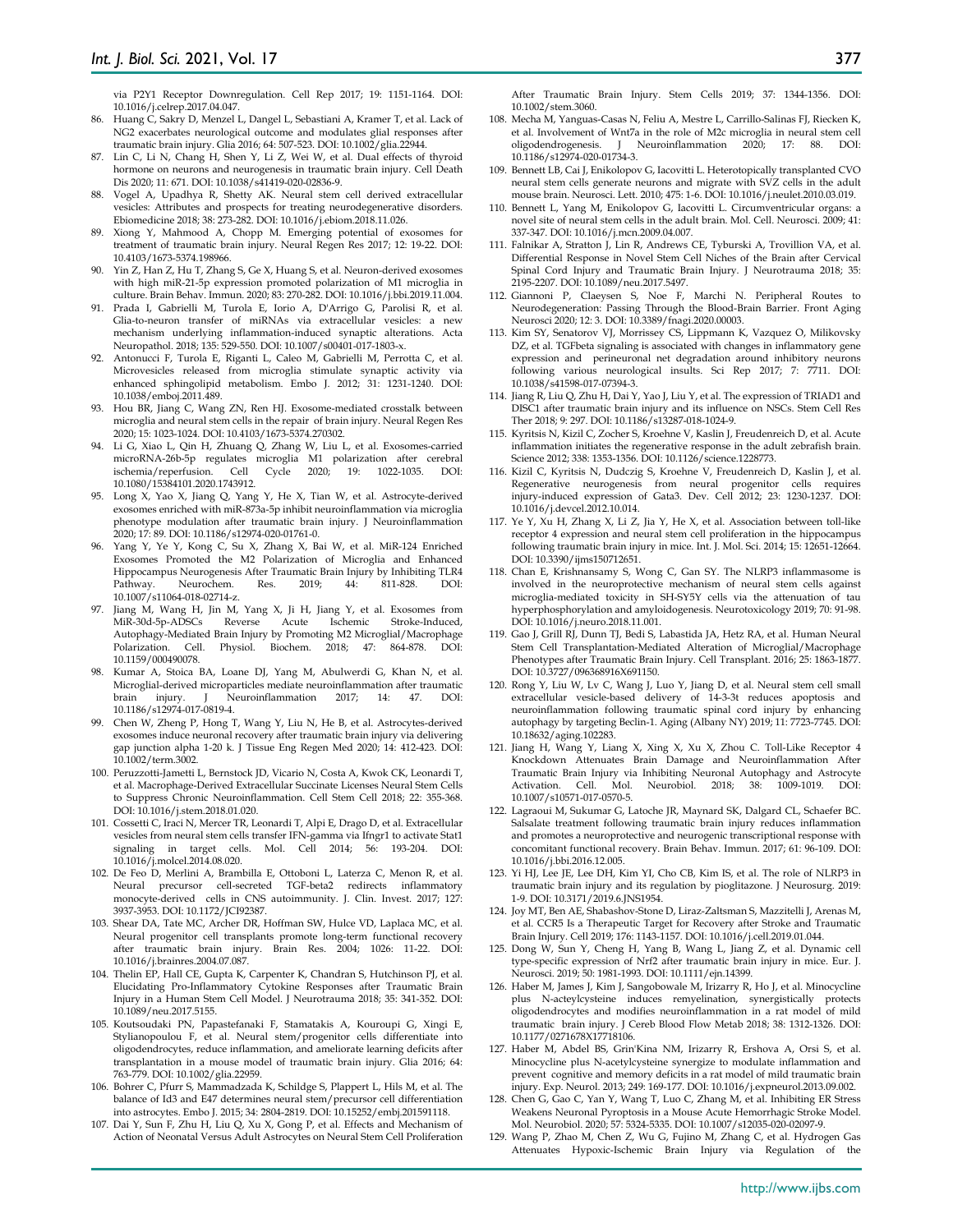via P2Y1 Receptor Downregulation. Cell Rep 2017; 19: 1151-1164. DOI: 10.1016/j.celrep.2017.04.047.

86. Huang C, Sakry D, Menzel L, Dangel L, Sebastiani A, Kramer T, et al. Lack of NG2 exacerbates neurological outcome and modulates glial responses after traumatic brain injury. Glia 2016; 64: 507-523. DOI: 10.1002/glia.22944.
87. Lin C, Li N, Chang H, Shen Y, Li Z, Wei W, et al. Dual effects of thyroid hormone on neurons and neurogenesis in traumatic brain injury. Cell Death Dis 2020; 11: 671. DOI: 10.1038/s41419-020-02836-9.
88. Vogel A, Upadhya R, Shetty AK. Neural stem cell derived extracellular vesicles: Attributes and prospects for treating neurodegenerative disorders. Ebiomedicine 2018; 38: 273-282. DOI: 10.1016/j.ebiom.2018.11.026.
89. Xiong Y, Mahmood A, Chopp M. Emerging potential of exosomes for treatment of traumatic brain injury. Neural Regen Res 2017; 12: 19-22. DOI: 10.4103/1673-5374.198966.
90. Yin Z, Han Z, Hu T, Zhang S, Ge X, Huang S, et al. Neuron-derived exosomes with high miR-21-5p expression promoted polarization of M1 microglia in culture. Brain Behav. Immun. 2020; 83: 270-282. DOI: 10.1016/j.bbi.2019.11.004.
91. Prada I, Gabrielli M, Turola E, Iorio A, D'Arrigo G, Parolisi R, et al. Glia-to-neuron transfer of miRNAs via extracellular vesicles: a new mechanism underlying inflammation-induced synaptic alterations. Acta Neuropathol. 2018; 135: 529-550. DOI: 10.1007/s00401-017-1803-x.
92. Antonucci F, Turola E, Riganti L, Caleo M, Gabrielli M, Perrotta C, et al. Microvesicles released from microglia stimulate synaptic activity via enhanced sphingolipid metabolism. Embo J. 2012; 31: 1231-1240. DOI: 10.1038/emboj.2011.489.
93. Hou BR, Jiang C, Wang ZN, Ren HJ. Exosome-mediated crosstalk between microglia and neural stem cells in the repair of brain injury. Neural Regen Res 2020; 15: 1023-1024. DOI: 10.4103/1673-5374.270302.
94. Li G, Xiao L, Qin H, Zhuang Q, Zhang W, Liu L, et al. Exosomes-carried microRNA-26b-5p regulates microglia M1 polarization after cerebral ischemia/reperfusion. Cell Cycle 2020; 19: 1022-1035. DOI: 10.1080/15384101.2020.1743912.
95. Long X, Yao X, Jiang Q, Yang Y, He X, Tian W, et al. Astrocyte-derived exosomes enriched with miR-873a-5p inhibit neuroinflammation via microglia phenotype modulation after traumatic brain injury. J Neuroinflammation 2020; 17: 89. DOI: 10.1186/s12974-020-01761-0.
96. Yang Y, Ye Y, Kong C, Su X, Zhang X, Bai W, et al. MiR-124 Enriched Exosomes Promoted the M2 Polarization of Microglia and Enhanced Hippocampus Neurogenesis After Traumatic Brain Injury by Inhibiting TLR4 Pathway. Neurochem. Res. 2019; 44: 811-828. DOI: 10.1007/s11064-018-02714-z.
97. Jiang M, Wang H, Jin M, Yang X, Ji H, Jiang Y, et al. Exosomes from MiR-30d-5p-ADSCs Reverse Acute Ischemic Stroke-Induced, Autophagy-Mediated Brain Injury by Promoting M2 Microglial/Macrophage Polarization. Cell. Physiol. Biochem. 2018; 47: 864-878. DOI: 10.1159/000490078.
98. Kumar A, Stoica BA, Loane DJ, Yang M, Abulwerdi G, Khan N, et al. Microglial-derived microparticles mediate neuroinflammation after traumatic brain injury. J Neuroinflammation 2017; 14: 47. DOI: 10.1186/s12974-017-0819-4.
99. Chen W, Zheng P, Hong T, Wang Y, Liu N, He B, et al. Astrocytes-derived exosomes induce neuronal recovery after traumatic brain injury via delivering gap junction alpha 1-20 k. J Tissue Eng Regen Med 2020; 14: 412-423. DOI: 10.1002/term.3002.
100. Peruzzotti-Jametti L, Bernstock JD, Vicario N, Costa A, Kwok CK, Leonardi T, et al. Macrophage-Derived Extracellular Succinate Licenses Neural Stem Cells to Suppress Chronic Neuroinflammation. Cell Stem Cell 2018; 22: 355-368. DOI: 10.1016/j.stem.2018.01.020.
101. Cossetti C, Iraci N, Mercer TR, Leonardi T, Alpi E, Drago D, et al. Extracellular vesicles from neural stem cells transfer IFN-gamma via Ifngr1 to activate Stat1 signaling in target cells. Mol. Cell 2014; 56: 193-204. DOI: 10.1016/j.molcel.2014.08.020.
102. De Feo D, Merlini A, Brambilla E, Ottoboni L, Laterza C, Menon R, et al. Neural precursor cell-secreted TGF-beta2 redirects inflammatory monocyte-derived cells in CNS autoimmunity. J. Clin. Invest. 2017; 127: 3937-3953. DOI: 10.1172/JCI92387.
103. Shear DA, Tate MC, Archer DR, Hoffman SW, Hulce VD, Laplaca MC, et al. Neural progenitor cell transplants promote long-term functional recovery after traumatic brain injury. Brain Res. 2004; 1026: 11-22. DOI: 10.1016/j.brainres.2004.07.087.
104. Thelin EP, Hall CE, Gupta K, Carpenter K, Chandran S, Hutchinson PJ, et al. Elucidating Pro-Inflammatory Cytokine Responses after Traumatic Brain Injury in a Human Stem Cell Model. J Neurotrauma 2018; 35: 341-352. DOI: 10.1089/neu.2017.5155.
105. Koutsoudaki PN, Papastefanaki F, Stamatakis A, Kouroupi G, Xingi E, Stylianopoulou F, et al. Neural stem/progenitor cells differentiate into oligodendrocytes, reduce inflammation, and ameliorate learning deficits after transplantation in a mouse model of traumatic brain injury. Glia 2016; 64: 763-779. DOI: 10.1002/glia.22959.
106. Bohrer C, Pfurr S, Mammadzada K, Schildge S, Plappert L, Hils M, et al. The balance of Id3 and E47 determines neural stem/precursor cell differentiation into astrocytes. Embo J. 2015; 34: 2804-2819. DOI: 10.15252/embj.201591118.
107. Dai Y, Sun F, Zhu H, Liu Q, Xu X, Gong P, et al. Effects and Mechanism of Action of Neonatal Versus Adult Astrocytes on Neural Stem Cell Proliferation After Traumatic Brain Injury. Stem Cells 2019; 37: 1344-1356. DOI: 10.1002/stem.3060.
108. Mecha M, Yanguas-Casas N, Feliu A, Mestre L, Carrillo-Salinas FJ, Riecken K, et al. Involvement of Wnt7a in the role of M2c microglia in neural stem cell oligodendrogenesis. J Neuroinflammation 2020; 17: 88. DOI: 10.1186/s12974-020-01734-3.
109. Bennett LB, Cai J, Enikolopov G, Iacovitti L. Heterotopically transplanted CVO neural stem cells generate neurons and migrate with SVZ cells in the adult mouse brain. Neurosci. Lett. 2010; 475: 1-6. DOI: 10.1016/j.neulet.2010.03.019.
110. Bennett L, Yang M, Enikolopov G, Iacovitti L. Circumventricular organs: a novel site of neural stem cells in the adult brain. Mol. Cell. Neurosci. 2009; 41: 337-347. DOI: 10.1016/j.mcn.2009.04.007.
111. Falnikar A, Stratton J, Lin R, Andrews CE, Tyburski A, Trovillion VA, et al. Differential Response in Novel Stem Cell Niches of the Brain after Cervical Spinal Cord Injury and Traumatic Brain Injury. J Neurotrauma 2018; 35: 2195-2207. DOI: 10.1089/neu.2017.5497.
112. Giannoni P, Claeysen S, Noe F, Marchi N. Peripheral Routes to Neurodegeneration: Passing Through the Blood-Brain Barrier. Front Aging Neurosci 2020; 12: 3. DOI: 10.3389/fnagi.2020.00003.
113. Kim SY, Senatorov VJ, Morrissey CS, Lippmann K, Vazquez O, Milikovsky DZ, et al. TGFbeta signaling is associated with changes in inflammatory gene expression and perineuronal net degradation around inhibitory neurons following various neurological insults. Sci Rep 2017; 7: 7711. DOI: 10.1038/s41598-017-07394-3.
114. Jiang R, Liu Q, Zhu H, Dai Y, Yao J, Liu Y, et al. The expression of TRIAD1 and DISC1 after traumatic brain injury and its influence on NSCs. Stem Cell Res Ther 2018; 9: 297. DOI: 10.1186/s13287-018-1024-9.
115. Kyritsis N, Kizil C, Zocher S, Kroehne V, Kaslin J, Freudenreich D, et al. Acute inflammation initiates the regenerative response in the adult zebrafish brain. Science 2012; 338: 1353-1356. DOI: 10.1126/science.1228773.
116. Kizil C, Kyritsis N, Dudczig S, Kroehne V, Freudenreich D, Kaslin J, et al. Regenerative neurogenesis from neural progenitor cells requires injury-induced expression of Gata3. Dev. Cell 2012; 23: 1230-1237. DOI: 10.1016/j.devcel.2012.10.014.
117. Ye Y, Xu H, Zhang X, Li Z, Jia Y, He X, et al. Association between toll-like receptor 4 expression and neural stem cell proliferation in the hippocampus following traumatic brain injury in mice. Int. J. Mol. Sci. 2014; 15: 12651-12664. DOI: 10.3390/ijms150712651.
118. Chan E, Krishnansamy S, Wong C, Gan SY. The NLRP3 inflammasome is involved in the neuroprotective mechanism of neural stem cells against microglia-mediated toxicity in SH-SY5Y cells via the attenuation of tau hyperphosphorylation and amyloidogenesis. Neurotoxicology 2019; 70: 91-98. DOI: 10.1016/j.neuro.2018.11.001.
119. Gao J, Grill RJ, Dunn TJ, Bedi S, Labastida JA, Hetz RA, et al. Human Neural Stem Cell Transplantation-Mediated Alteration of Microglial/Macrophage Phenotypes after Traumatic Brain Injury. Cell Transplant. 2016; 25: 1863-1877. DOI: 10.3727/096368916X691150.
120. Rong Y, Liu W, Lv C, Wang J, Luo Y, Jiang D, et al. Neural stem cell small extracellular vesicle-based delivery of 14-3-3t reduces apoptosis and neuroinflammation following traumatic spinal cord injury by enhancing autophagy by targeting Beclin-1. Aging (Albany NY) 2019; 11: 7723-7745. DOI: 10.18632/aging.102283.
121. Jiang H, Wang Y, Liang X, Xing X, Xu X, Zhou C. Toll-Like Receptor 4 Knockdown Attenuates Brain Damage and Neuroinflammation After Traumatic Brain Injury via Inhibiting Neuronal Autophagy and Astrocyte Activation. Cell. Mol. Neurobiol. 2018; 38: 1009-1019. DOI: 10.1007/s10571-017-0570-5.
122. Lagraoui M, Sukumar G, Latoche JR, Maynard SK, Dalgard CL, Schaefer BC. Salsalate treatment following traumatic brain injury reduces inflammation and promotes a neuroprotective and neurogenic transcriptional response with concomitant functional recovery. Brain Behav. Immun. 2017; 61: 96-109. DOI: 10.1016/j.bbi.2016.12.005.
123. Yi HJ, Lee JE, Lee DH, Kim YI, Cho CB, Kim IS, et al. The role of NLRP3 in traumatic brain injury and its regulation by pioglitazone. J Neurosurg. 2019: 1-9. DOI: 10.3171/2019.6.JNS1954.
124. Joy MT, Ben AE, Shabashov-Stone D, Liraz-Zaltsman S, Mazzitelli J, Arenas M, et al. CCR5 Is a Therapeutic Target for Recovery after Stroke and Traumatic Brain Injury. Cell 2019; 176: 1143-1157. DOI: 10.1016/j.cell.2019.01.044.
125. Dong W, Sun Y, Cheng H, Yang B, Wang L, Jiang Z, et al. Dynamic cell type-specific expression of Nrf2 after traumatic brain injury in mice. Eur. J. Neurosci. 2019; 50: 1981-1993. DOI: 10.1111/ejn.14399.
126. Haber M, James J, Kim J, Sangobowale M, Irizarry R, Ho J, et al. Minocycline plus N-acteylcysteine induces remyelination, synergistically protects oligodendrocytes and modifies neuroinflammation in a rat model of mild traumatic brain injury. J Cereb Blood Flow Metab 2018; 38: 1312-1326. DOI: 10.1177/0271678X17718106.
127. Haber M, Abdel BS, Grin'Kina NM, Irizarry R, Ershova A, Orsi S, et al. Minocycline plus N-acetylcysteine synergize to modulate inflammation and prevent cognitive and memory deficits in a rat model of mild traumatic brain injury. Exp. Neurol. 2013; 249: 169-177. DOI: 10.1016/j.expneurol.2013.09.002.
128. Chen G, Gao C, Yan Y, Wang T, Luo C, Zhang M, et al. Inhibiting ER Stress Weakens Neuronal Pyroptosis in a Mouse Acute Hemorrhagic Stroke Model. Mol. Neurobiol. 2020; 57: 5324-5335. DOI: 10.1007/s12035-020-02097-9.
129. Wang P, Zhao M, Chen Z, Wu G, Fujino M, Zhang C, et al. Hydrogen Gas Attenuates Hypoxic-Ischemic Brain Injury via Regulation of the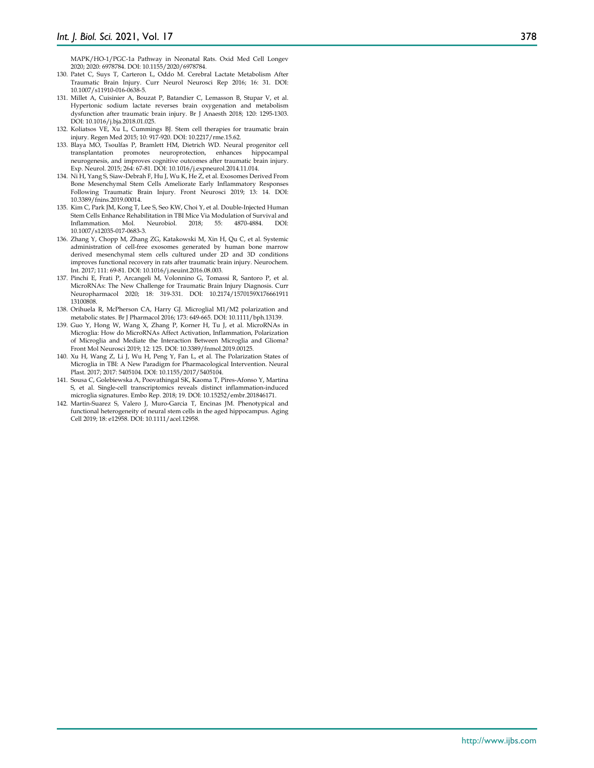MAPK/HO-1/PGC-1a Pathway in Neonatal Rats. Oxid Med Cell Longev 2020; 2020: 6978784. DOI: 10.1155/2020/6978784.

130. Patet C, Suys T, Carteron L, Oddo M. Cerebral Lactate Metabolism After Traumatic Brain Injury. Curr Neurol Neurosci Rep 2016; 16: 31. DOI: 10.1007/s11910-016-0638-5.
131. Millet A, Cuisinier A, Bouzat P, Batandier C, Lemasson B, Stupar V, et al. Hypertonic sodium lactate reverses brain oxygenation and metabolism dysfunction after traumatic brain injury. Br J Anaesth 2018; 120: 1295-1303. DOI: 10.1016/j.bja.2018.01.025.
132. Koliatsos VE, Xu L, Cummings BJ. Stem cell therapies for traumatic brain injury. Regen Med 2015; 10: 917-920. DOI: 10.2217/rme.15.62.
133. Blaya MO, Tsoulfas P, Bramlett HM, Dietrich WD. Neural progenitor cell transplantation promotes neuroprotection, enhances hippocampal neurogenesis, and improves cognitive outcomes after traumatic brain injury. Exp. Neurol. 2015; 264: 67-81. DOI: 10.1016/j.expneurol.2014.11.014.
134. Ni H, Yang S, Siaw-Debrah F, Hu J, Wu K, He Z, et al. Exosomes Derived From Bone Mesenchymal Stem Cells Ameliorate Early Inflammatory Responses Following Traumatic Brain Injury. Front Neurosci 2019; 13: 14. DOI: 10.3389/fnins.2019.00014.
135. Kim C, Park JM, Kong T, Lee S, Seo KW, Choi Y, et al. Double-Injected Human Stem Cells Enhance Rehabilitation in TBI Mice Via Modulation of Survival and Inflammation. Mol. Neurobiol. 2018; 55: 4870-4884. DOI: 10.1007/s12035-017-0683-3.
136. Zhang Y, Chopp M, Zhang ZG, Katakowski M, Xin H, Qu C, et al. Systemic administration of cell-free exosomes generated by human bone marrow derived mesenchymal stem cells cultured under 2D and 3D conditions improves functional recovery in rats after traumatic brain injury. Neurochem. Int. 2017; 111: 69-81. DOI: 10.1016/j.neuint.2016.08.003.
137. Pinchi E, Frati P, Arcangeli M, Volonnino G, Tomassi R, Santoro P, et al. MicroRNAs: The New Challenge for Traumatic Brain Injury Diagnosis. Curr Neuropharmacol 2020; 18: 319-331. DOI: 10.2174/1570159X176661911 13100808.
138. Orihuela R, McPherson CA, Harry GJ. Microglial M1/M2 polarization and metabolic states. Br J Pharmacol 2016; 173: 649-665. DOI: 10.1111/bph.13139.
139. Guo Y, Hong W, Wang X, Zhang P, Korner H, Tu J, et al. MicroRNAs in Microglia: How do MicroRNAs Affect Activation, Inflammation, Polarization of Microglia and Mediate the Interaction Between Microglia and Glioma? Front Mol Neurosci 2019; 12: 125. DOI: 10.3389/fnmol.2019.00125.
140. Xu H, Wang Z, Li J, Wu H, Peng Y, Fan L, et al. The Polarization States of Microglia in TBI: A New Paradigm for Pharmacological Intervention. Neural Plast. 2017; 2017: 5405104. DOI: 10.1155/2017/5405104.
141. Sousa C, Golebiewska A, Poovathingal SK, Kaoma T, Pires-Afonso Y, Martina S, et al. Single-cell transcriptomics reveals distinct inflammation-induced microglia signatures. Embo Rep. 2018; 19. DOI: 10.15252/embr.201846171.
142. Martin-Suarez S, Valero J, Muro-Garcia T, Encinas JM. Phenotypical and functional heterogeneity of neural stem cells in the aged hippocampus. Aging Cell 2019; 18: e12958. DOI: 10.1111/acel.12958.